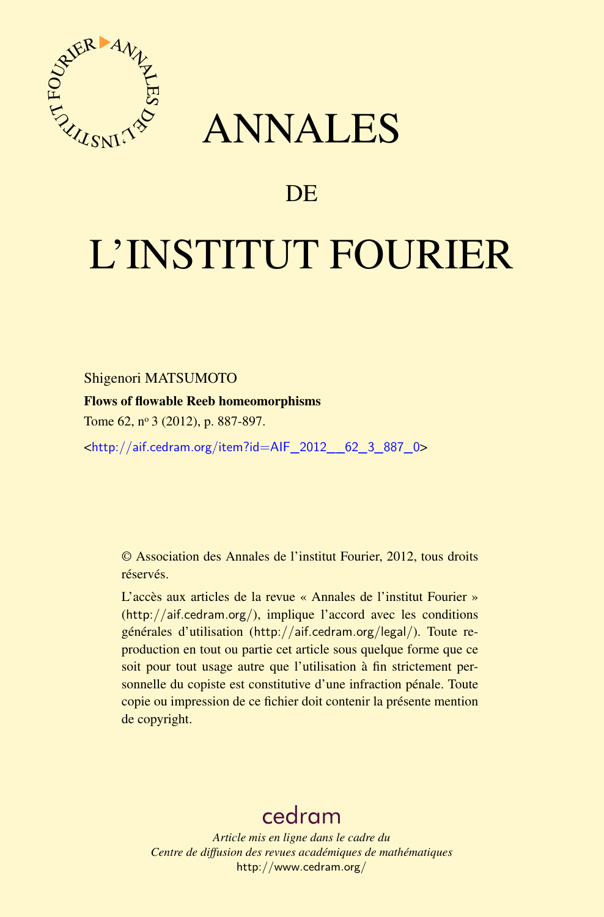# ANNALES

## DE

# L'INSTITUT FOURIER

Shigenori MATSUMOTO

**Flows of flowable Reeb homeomorphisms**

Tome 62, n[o] 3 (2012), p. 887-897.

<http://aif.cedram.org/item?id=AIF_2012__62_3_887_0>

© Association des Annales de l'institut Fourier, 2012, tous droits réservés.

L'accès aux articles de la revue « Annales de l'institut Fourier » (http://aif.cedram.org/), implique l'accord avec les conditions générales d'utilisation (http://aif.cedram.org/legal/). Toute reproduction en tout ou partie cet article sous quelque forme que ce soit pour tout usage autre que l'utilisation à fin strictement personnelle du copiste est constitutive d'une infraction pénale. Toute copie ou impression de ce fichier doit contenir la présente mention de copyright.

cedram

*Article mis en ligne dans le cadre du*
*Centre de diffusion des revues académiques de mathématiques*
http://www.cedram.org/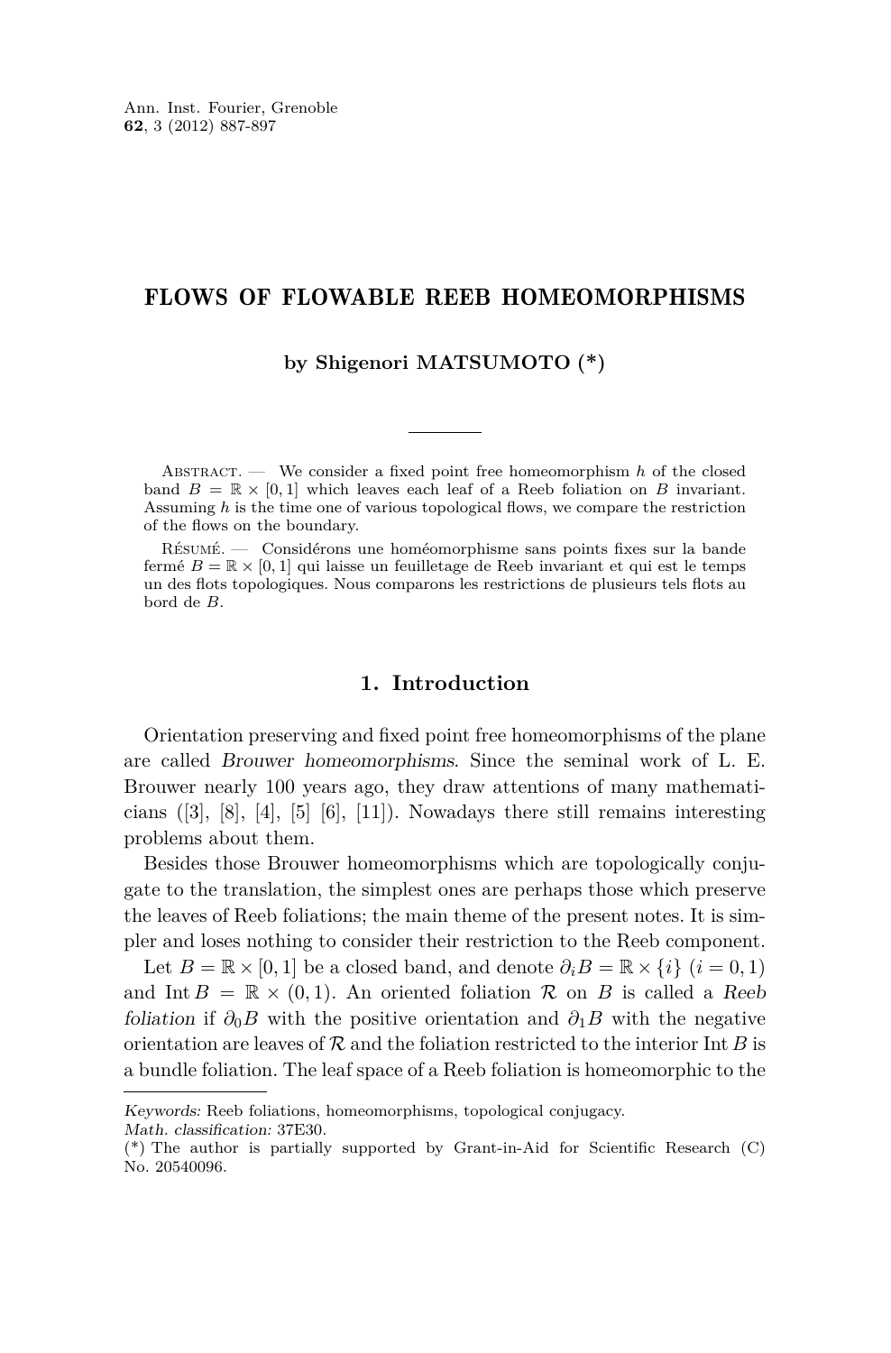# FLOWS OF FLOWABLE REEB HOMEOMORPHISMS

**by Shigenori MATSUMOTO (\*)**

---

Abstract. — We consider a fixed point free homeomorphism $h$ of the closed band $B = \mathbb{R} \times [0, 1]$ which leaves each leaf of a Reeb foliation on $B$ invariant. Assuming $h$ is the time one of various topological flows, we compare the restriction of the flows on the boundary.

Résumé. — Considérons une homéomorphisme sans points fixes sur la bande fermé $B = \mathbb{R} \times [0, 1]$ qui laisse un feuilletage de Reeb invariant et qui est le temps un des flots topologiques. Nous comparons les restrictions de plusieurs tels flots au bord de $B$.

## 1. Introduction

Orientation preserving and fixed point free homeomorphisms of the plane are called *Brouwer homeomorphisms*. Since the seminal work of L. E. Brouwer nearly 100 years ago, they draw attentions of many mathematicians ([3], [8], [4], [5] [6], [11]). Nowadays there still remains interesting problems about them.

Besides those Brouwer homeomorphisms which are topologically conjugate to the translation, the simplest ones are perhaps those which preserve the leaves of Reeb foliations; the main theme of the present notes. It is simpler and loses nothing to consider their restriction to the Reeb component.

Let $B = \mathbb{R} \times [0, 1]$ be a closed band, and denote $\partial_i B = \mathbb{R} \times \{i\}$ $(i = 0, 1)$ and $\operatorname{Int} B = \mathbb{R} \times (0, 1)$. An oriented foliation $\mathcal{R}$ on $B$ is called a *Reeb foliation* if $\partial_0 B$ with the positive orientation and $\partial_1 B$ with the negative orientation are leaves of $\mathcal{R}$ and the foliation restricted to the interior $\operatorname{Int} B$ is a bundle foliation. The leaf space of a Reeb foliation is homeomorphic to the

---

*Keywords:* Reeb foliations, homeomorphisms, topological conjugacy.
*Math. classification:* 37E30.
(\*) The author is partially supported by Grant-in-Aid for Scientific Research (C) No. 20540096.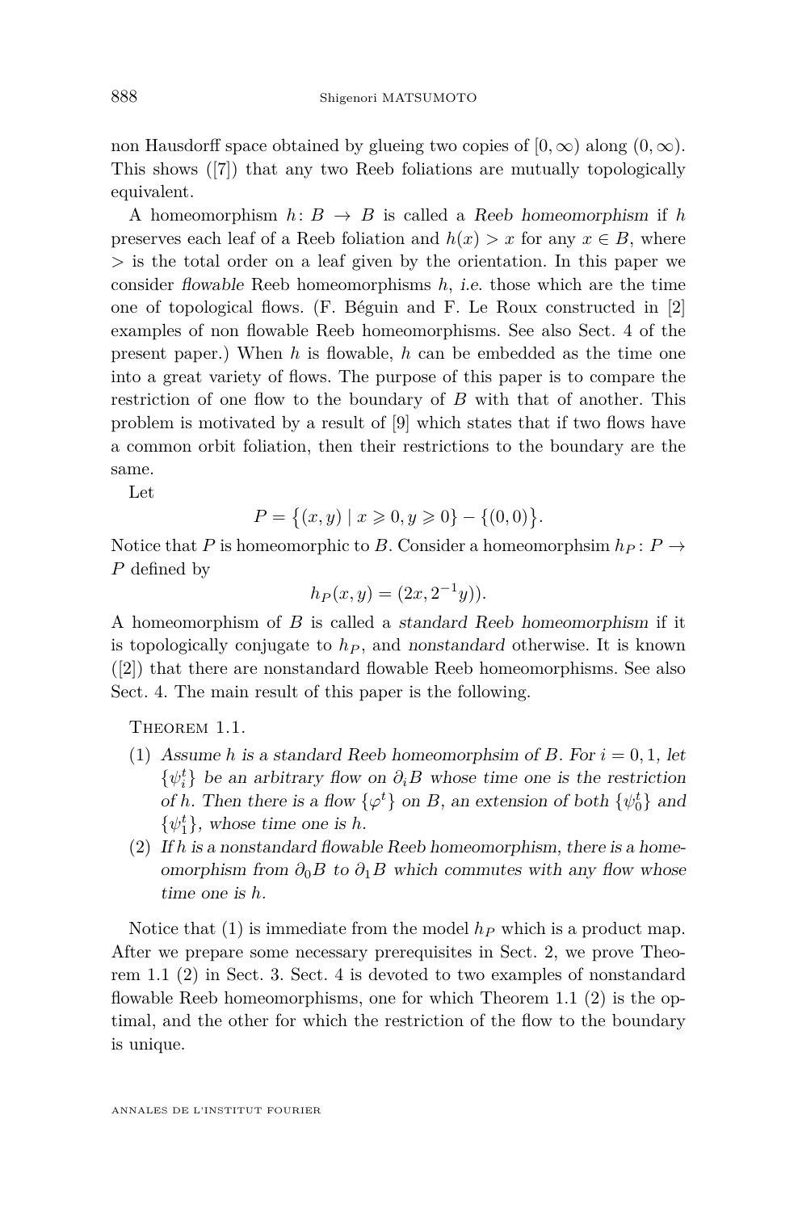non Hausdorff space obtained by glueing two copies of $[0,\infty)$ along $(0,\infty)$. This shows ([7]) that any two Reeb foliations are mutually topologically equivalent.

A homeomorphism $h\colon B \to B$ is called a *Reeb homeomorphism* if $h$ preserves each leaf of a Reeb foliation and $h(x) > x$ for any $x \in B$, where $>$ is the total order on a leaf given by the orientation. In this paper we consider *flowable* Reeb homeomorphisms $h$, *i.e.* those which are the time one of topological flows. (F. Béguin and F. Le Roux constructed in [2] examples of non flowable Reeb homeomorphisms. See also Sect. 4 of the present paper.) When $h$ is flowable, $h$ can be embedded as the time one into a great variety of flows. The purpose of this paper is to compare the restriction of one flow to the boundary of $B$ with that of another. This problem is motivated by a result of [9] which states that if two flows have a common orbit foliation, then their restrictions to the boundary are the same.

Let

$$P = \{(x,y) \mid x \geqslant 0, y \geqslant 0\} - \{(0,0)\}.$$

Notice that $P$ is homeomorphic to $B$. Consider a homeomorphsim $h_P\colon P \to P$ defined by

$$h_P(x,y) = (2x, 2^{-1}y)).$$

A homeomorphism of $B$ is called a *standard Reeb homeomorphism* if it is topologically conjugate to $h_P$, and *nonstandard* otherwise. It is known ([2]) that there are nonstandard flowable Reeb homeomorphisms. See also Sect. 4. The main result of this paper is the following.

Theorem 1.1.

1. *Assume $h$ is a standard Reeb homeomorphsim of $B$. For $i = 0, 1$, let $\{\psi_i^t\}$ be an arbitrary flow on $\partial_i B$ whose time one is the restriction of $h$. Then there is a flow $\{\varphi^t\}$ on $B$, an extension of both $\{\psi_0^t\}$ and $\{\psi_1^t\}$, whose time one is $h$.*
2. *If $h$ is a nonstandard flowable Reeb homeomorphism, there is a homeomorphism from $\partial_0 B$ to $\partial_1 B$ which commutes with any flow whose time one is $h$.*

Notice that (1) is immediate from the model $h_P$ which is a product map. After we prepare some necessary prerequisites in Sect. 2, we prove Theorem 1.1 (2) in Sect. 3. Sect. 4 is devoted to two examples of nonstandard flowable Reeb homeomorphisms, one for which Theorem 1.1 (2) is the optimal, and the other for which the restriction of the flow to the boundary is unique.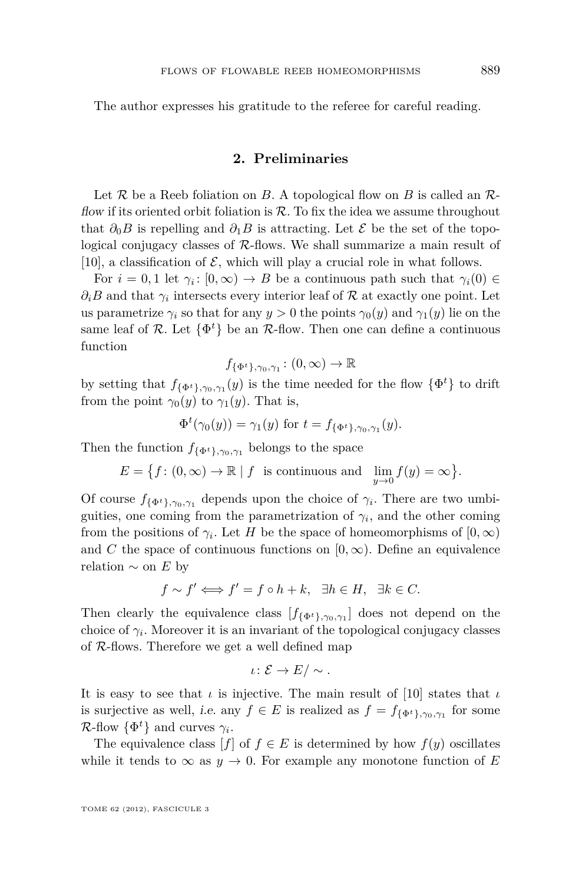The author expresses his gratitude to the referee for careful reading.

## 2. Preliminaries

Let $\mathcal{R}$ be a Reeb foliation on $B$. A topological flow on $B$ is called an *$\mathcal{R}$-flow* if its oriented orbit foliation is $\mathcal{R}$. To fix the idea we assume throughout that $\partial_0 B$ is repelling and $\partial_1 B$ is attracting. Let $\mathcal{E}$ be the set of the topological conjugacy classes of $\mathcal{R}$-flows. We shall summarize a main result of [10], a classification of $\mathcal{E}$, which will play a crucial role in what follows.

For $i = 0, 1$ let $\gamma_i \colon [0, \infty) \to B$ be a continuous path such that $\gamma_i(0) \in \partial_i B$ and that $\gamma_i$ intersects every interior leaf of $\mathcal{R}$ at exactly one point. Let us parametrize $\gamma_i$ so that for any $y > 0$ the points $\gamma_0(y)$ and $\gamma_1(y)$ lie on the same leaf of $\mathcal{R}$. Let $\{\Phi^t\}$ be an $\mathcal{R}$-flow. Then one can define a continuous function

$$f_{\{\Phi^t\},\gamma_0,\gamma_1} \colon (0,\infty) \to \mathbb{R}$$

by setting that $f_{\{\Phi^t\},\gamma_0,\gamma_1}(y)$ is the time needed for the flow $\{\Phi^t\}$ to drift from the point $\gamma_0(y)$ to $\gamma_1(y)$. That is,

$$\Phi^t(\gamma_0(y)) = \gamma_1(y) \text{ for } t = f_{\{\Phi^t\},\gamma_0,\gamma_1}(y).$$

Then the function $f_{\{\Phi^t\},\gamma_0,\gamma_1}$ belongs to the space

$$E = \big\{ f \colon (0,\infty) \to \mathbb{R} \mid f \text{ is continuous and } \lim_{y \to 0} f(y) = \infty \big\}.$$

Of course $f_{\{\Phi^t\},\gamma_0,\gamma_1}$ depends upon the choice of $\gamma_i$. There are two umbiguities, one coming from the parametrization of $\gamma_i$, and the other coming from the positions of $\gamma_i$. Let $H$ be the space of homeomorphisms of $[0,\infty)$ and $C$ the space of continuous functions on $[0,\infty)$. Define an equivalence relation $\sim$ on $E$ by

$$f \sim f' \Longleftrightarrow f' = f \circ h + k, \quad \exists h \in H, \quad \exists k \in C.$$

Then clearly the equivalence class $[f_{\{\Phi^t\},\gamma_0,\gamma_1}]$ does not depend on the choice of $\gamma_i$. Moreover it is an invariant of the topological conjugacy classes of $\mathcal{R}$-flows. Therefore we get a well defined map

$$\iota \colon \mathcal{E} \to E/\sim.$$

It is easy to see that $\iota$ is injective. The main result of [10] states that $\iota$ is surjective as well, *i.e.* any $f \in E$ is realized as $f = f_{\{\Phi^t\},\gamma_0,\gamma_1}$ for some $\mathcal{R}$-flow $\{\Phi^t\}$ and curves $\gamma_i$.

The equivalence class $[f]$ of $f \in E$ is determined by how $f(y)$ oscillates while it tends to $\infty$ as $y \to 0$. For example any monotone function of $E$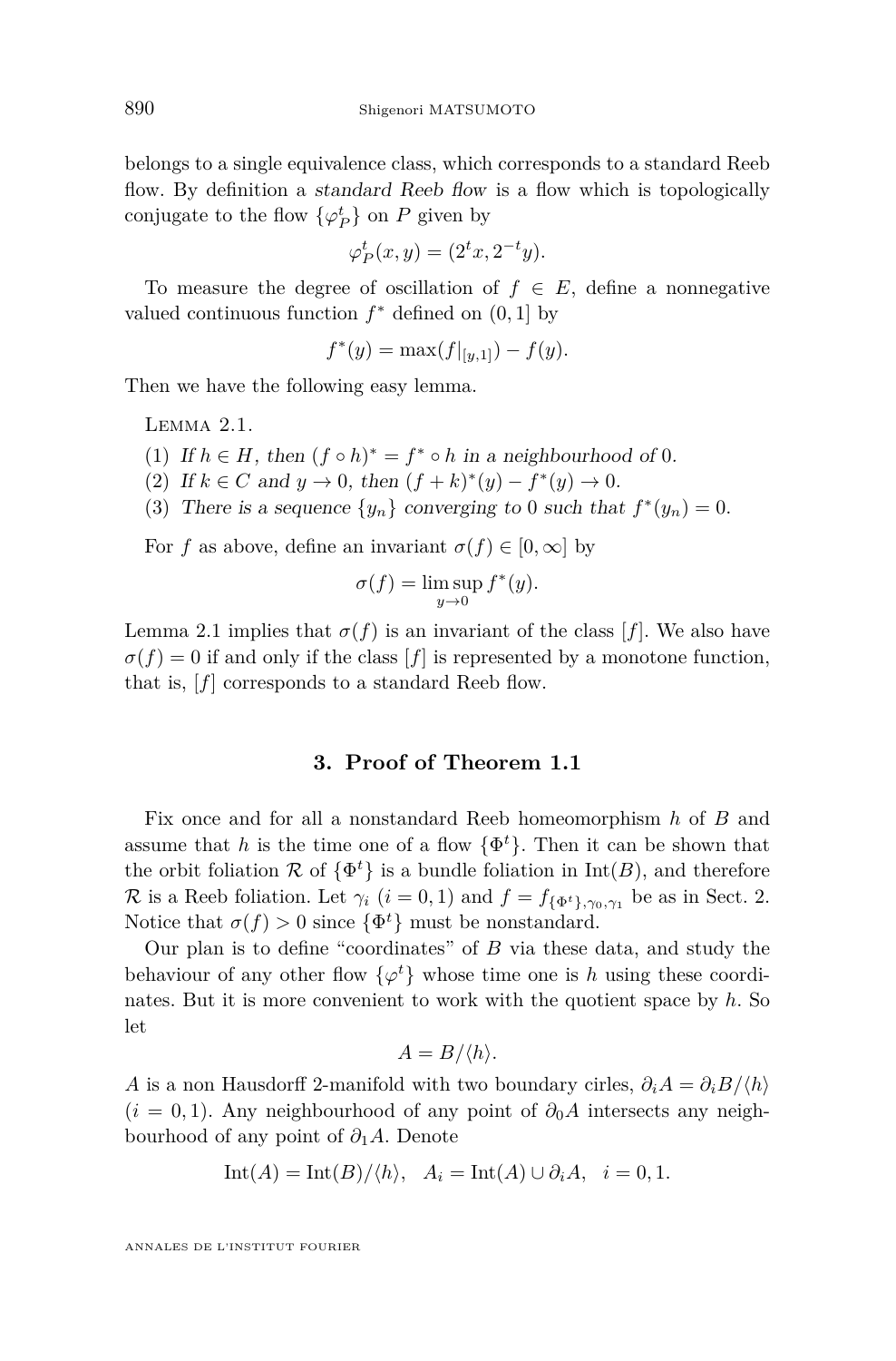belongs to a single equivalence class, which corresponds to a standard Reeb flow. By definition a *standard Reeb flow* is a flow which is topologically conjugate to the flow $\{\varphi_P^t\}$ on $P$ given by

$$\varphi_P^t(x,y) = (2^t x, 2^{-t} y).$$

To measure the degree of oscillation of $f \in E$, define a nonnegative valued continuous function $f^*$ defined on $(0,1]$ by

$$f^*(y) = \max(f|_{[y,1]}) - f(y).$$

Then we have the following easy lemma.

Lemma 2.1.

(1) *If $h \in H$, then $(f \circ h)^* = f^* \circ h$ in a neighbourhood of* $0$.
(2) *If $k \in C$ and $y \to 0$, then $(f+k)^*(y) - f^*(y) \to 0$.*
(3) *There is a sequence $\{y_n\}$ converging to* $0$ *such that $f^*(y_n) = 0$.*

For $f$ as above, define an invariant $\sigma(f) \in [0,\infty]$ by

$$\sigma(f) = \limsup_{y \to 0} f^*(y).$$

Lemma 2.1 implies that $\sigma(f)$ is an invariant of the class $[f]$. We also have $\sigma(f) = 0$ if and only if the class $[f]$ is represented by a monotone function, that is, $[f]$ corresponds to a standard Reeb flow.

## 3. Proof of Theorem 1.1

Fix once and for all a nonstandard Reeb homeomorphism $h$ of $B$ and assume that $h$ is the time one of a flow $\{\Phi^t\}$. Then it can be shown that the orbit foliation $\mathcal{R}$ of $\{\Phi^t\}$ is a bundle foliation in $\mathrm{Int}(B)$, and therefore $\mathcal{R}$ is a Reeb foliation. Let $\gamma_i$ $(i = 0,1)$ and $f = f_{\{\Phi^t\},\gamma_0,\gamma_1}$ be as in Sect. 2. Notice that $\sigma(f) > 0$ since $\{\Phi^t\}$ must be nonstandard.

Our plan is to define "coordinates" of $B$ via these data, and study the behaviour of any other flow $\{\varphi^t\}$ whose time one is $h$ using these coordinates. But it is more convenient to work with the quotient space by $h$. So let

$$A = B/\langle h\rangle.$$

$A$ is a non Hausdorff 2-manifold with two boundary cirles, $\partial_i A = \partial_i B/\langle h\rangle$ $(i = 0,1)$. Any neighbourhood of any point of $\partial_0 A$ intersects any neighbourhood of any point of $\partial_1 A$. Denote

$$\mathrm{Int}(A) = \mathrm{Int}(B)/\langle h\rangle, \quad A_i = \mathrm{Int}(A) \cup \partial_i A, \quad i = 0,1.$$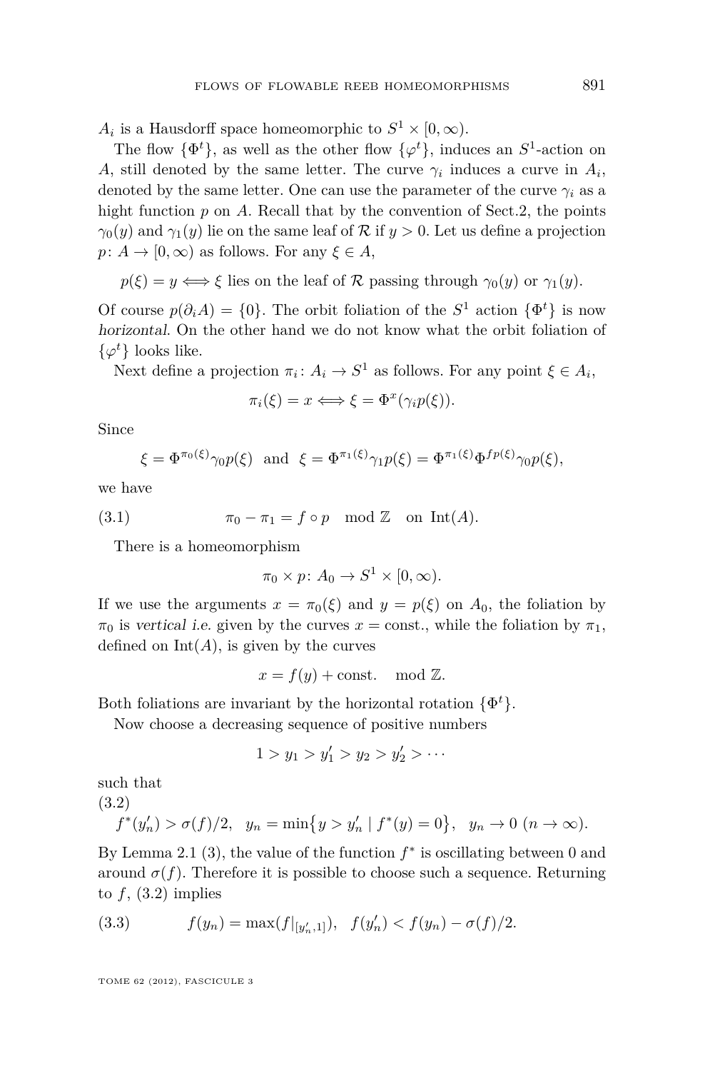$A_i$ is a Hausdorff space homeomorphic to $S^1 \times [0, \infty)$.

The flow $\{\Phi^t\}$, as well as the other flow $\{\varphi^t\}$, induces an $S^1$-action on $A$, still denoted by the same letter. The curve $\gamma_i$ induces a curve in $A_i$, denoted by the same letter. One can use the parameter of the curve $\gamma_i$ as a hight function $p$ on $A$. Recall that by the convention of Sect.2, the points $\gamma_0(y)$ and $\gamma_1(y)$ lie on the same leaf of $\mathcal{R}$ if $y > 0$. Let us define a projection $p \colon A \to [0, \infty)$ as follows. For any $\xi \in A$,

$$p(\xi) = y \Longleftrightarrow \xi \text{ lies on the leaf of } \mathcal{R} \text{ passing through } \gamma_0(y) \text{ or } \gamma_1(y).$$

Of course $p(\partial_i A) = \{0\}$. The orbit foliation of the $S^1$ action $\{\Phi^t\}$ is now *horizontal*. On the other hand we do not know what the orbit foliation of $\{\varphi^t\}$ looks like.

Next define a projection $\pi_i \colon A_i \to S^1$ as follows. For any point $\xi \in A_i$,

$$\pi_i(\xi) = x \Longleftrightarrow \xi = \Phi^x(\gamma_i p(\xi)).$$

Since

$$\xi = \Phi^{\pi_0(\xi)} \gamma_0 p(\xi) \quad \text{and} \quad \xi = \Phi^{\pi_1(\xi)} \gamma_1 p(\xi) = \Phi^{\pi_1(\xi)} \Phi^{fp(\xi)} \gamma_0 p(\xi),$$

we have

$$\pi_0 - \pi_1 = f \circ p \mod \mathbb{Z} \quad \text{on } \operatorname{Int}(A). \tag{3.1}$$

There is a homeomorphism

$$\pi_0 \times p \colon A_0 \to S^1 \times [0, \infty).$$

If we use the arguments $x = \pi_0(\xi)$ and $y = p(\xi)$ on $A_0$, the foliation by $\pi_0$ is *vertical i.e.* given by the curves $x = \text{const.}$, while the foliation by $\pi_1$, defined on $\operatorname{Int}(A)$, is given by the curves

$$x = f(y) + \text{const.} \mod \mathbb{Z}.$$

Both foliations are invariant by the horizontal rotation $\{\Phi^t\}$.

Now choose a decreasing sequence of positive numbers

$$1 > y_1 > y_1' > y_2 > y_2' > \cdots$$

such that

$$f^*(y_n') > \sigma(f)/2, \quad y_n = \min\{y > y_n' \mid f^*(y) = 0\}, \quad y_n \to 0 \ (n \to \infty). \tag{3.2}$$

By Lemma 2.1 (3), the value of the function $f^*$ is oscillating between 0 and around $\sigma(f)$. Therefore it is possible to choose such a sequence. Returning to $f$, (3.2) implies

$$f(y_n) = \max(f|_{[y_n', 1]}), \quad f(y_n') < f(y_n) - \sigma(f)/2. \tag{3.3}$$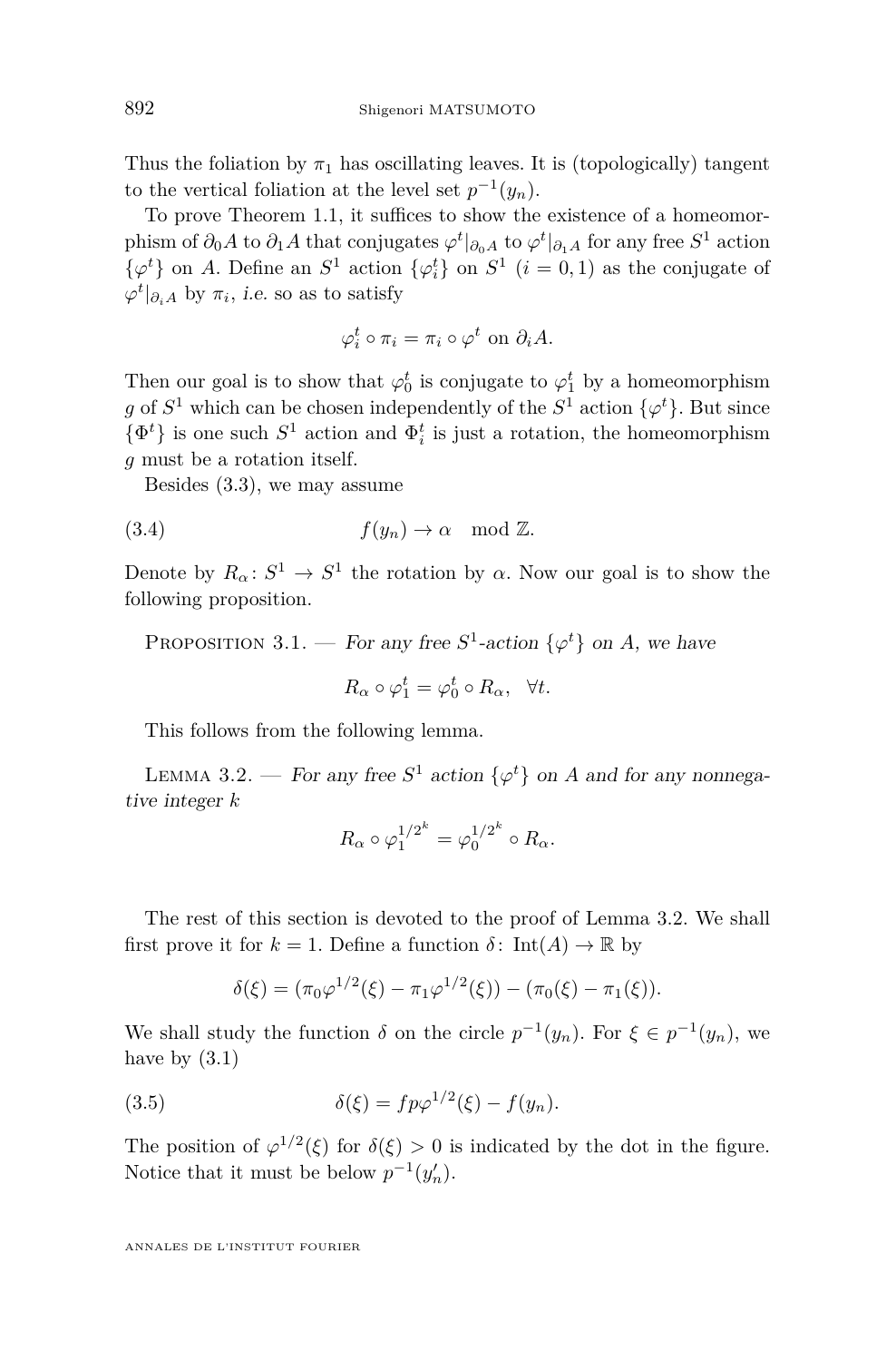Thus the foliation by $\pi_1$ has oscillating leaves. It is (topologically) tangent to the vertical foliation at the level set $p^{-1}(y_n)$.

To prove Theorem 1.1, it suffices to show the existence of a homeomorphism of $\partial_0 A$ to $\partial_1 A$ that conjugates $\varphi^t|_{\partial_0 A}$ to $\varphi^t|_{\partial_1 A}$ for any free $S^1$ action $\{\varphi^t\}$ on $A$. Define an $S^1$ action $\{\varphi_i^t\}$ on $S^1$ $(i = 0, 1)$ as the conjugate of $\varphi^t|_{\partial_i A}$ by $\pi_i$, *i.e.* so as to satisfy

$$\varphi_i^t \circ \pi_i = \pi_i \circ \varphi^t \text{ on } \partial_i A.$$

Then our goal is to show that $\varphi_0^t$ is conjugate to $\varphi_1^t$ by a homeomorphism $g$ of $S^1$ which can be chosen independently of the $S^1$ action $\{\varphi^t\}$. But since $\{\Phi^t\}$ is one such $S^1$ action and $\Phi_i^t$ is just a rotation, the homeomorphism $g$ must be a rotation itself.

Besides (3.3), we may assume

$$f(y_n) \to \alpha \mod \mathbb{Z}. \tag{3.4}$$

Denote by $R_\alpha \colon S^1 \to S^1$ the rotation by $\alpha$. Now our goal is to show the following proposition.

Proposition 3.1. — *For any free $S^1$-action $\{\varphi^t\}$ on $A$, we have*

$$R_\alpha \circ \varphi_1^t = \varphi_0^t \circ R_\alpha, \quad \forall t.$$

This follows from the following lemma.

Lemma 3.2. — *For any free $S^1$ action $\{\varphi^t\}$ on $A$ and for any nonnegative integer $k$*

$$R_\alpha \circ \varphi_1^{1/2^k} = \varphi_0^{1/2^k} \circ R_\alpha.$$

The rest of this section is devoted to the proof of Lemma 3.2. We shall first prove it for $k = 1$. Define a function $\delta \colon \operatorname{Int}(A) \to \mathbb{R}$ by

$$\delta(\xi) = (\pi_0 \varphi^{1/2}(\xi) - \pi_1 \varphi^{1/2}(\xi)) - (\pi_0(\xi) - \pi_1(\xi)).$$

We shall study the function $\delta$ on the circle $p^{-1}(y_n)$. For $\xi \in p^{-1}(y_n)$, we have by (3.1)

$$\delta(\xi) = fp\varphi^{1/2}(\xi) - f(y_n). \tag{3.5}$$

The position of $\varphi^{1/2}(\xi)$ for $\delta(\xi) > 0$ is indicated by the dot in the figure. Notice that it must be below $p^{-1}(y_n')$.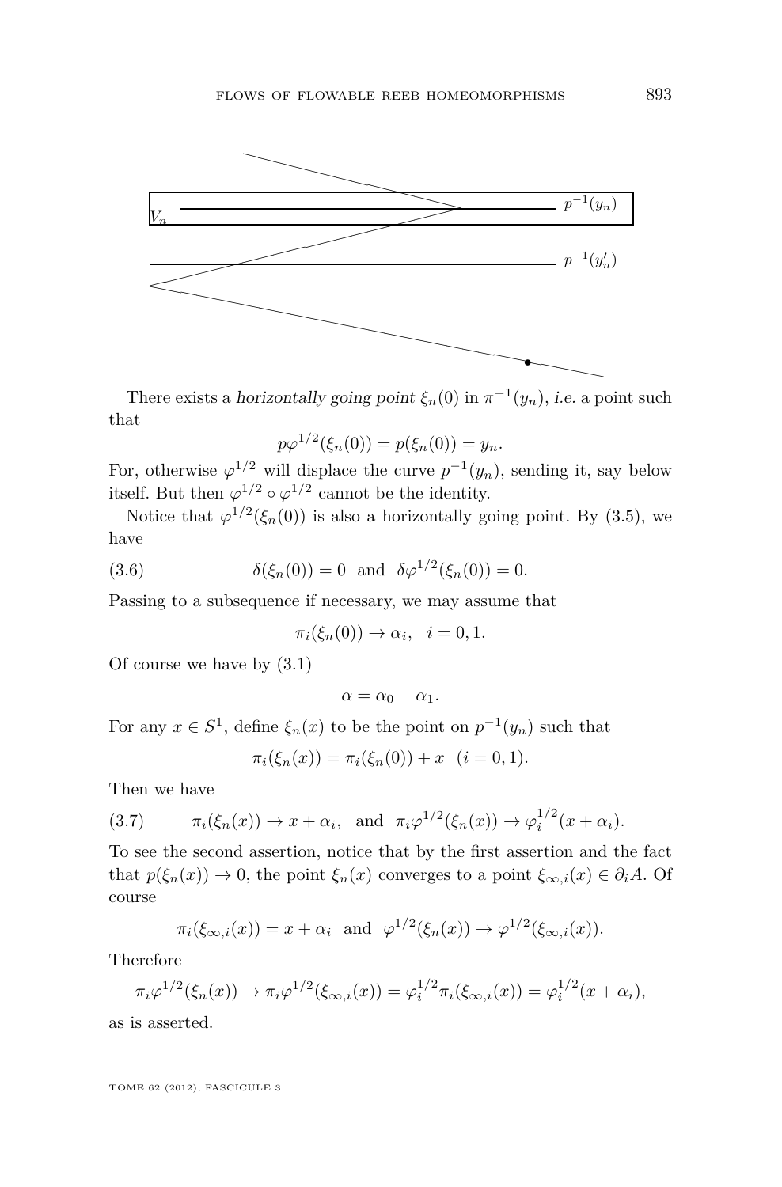There exists a *horizontally going point* $\xi_n(0)$ in $\pi^{-1}(y_n)$, *i.e.* a point such that

$$p\varphi^{1/2}(\xi_n(0)) = p(\xi_n(0)) = y_n.$$

For, otherwise $\varphi^{1/2}$ will displace the curve $p^{-1}(y_n)$, sending it, say below itself. But then $\varphi^{1/2} \circ \varphi^{1/2}$ cannot be the identity.

Notice that $\varphi^{1/2}(\xi_n(0))$ is also a horizontally going point. By (3.5), we have

$$\delta(\xi_n(0)) = 0 \quad \text{and} \quad \delta\varphi^{1/2}(\xi_n(0)) = 0. \tag{3.6}$$

Passing to a subsequence if necessary, we may assume that

$$\pi_i(\xi_n(0)) \to \alpha_i, \quad i = 0, 1.$$

Of course we have by (3.1)

$$\alpha = \alpha_0 - \alpha_1.$$

For any $x \in S^1$, define $\xi_n(x)$ to be the point on $p^{-1}(y_n)$ such that

$$\pi_i(\xi_n(x)) = \pi_i(\xi_n(0)) + x \quad (i = 0, 1).$$

Then we have

$$\pi_i(\xi_n(x)) \to x + \alpha_i, \quad \text{and} \quad \pi_i\varphi^{1/2}(\xi_n(x)) \to \varphi_i^{1/2}(x + \alpha_i). \tag{3.7}$$

To see the second assertion, notice that by the first assertion and the fact that $p(\xi_n(x)) \to 0$, the point $\xi_n(x)$ converges to a point $\xi_{\infty,i}(x) \in \partial_i A$. Of course

$$\pi_i(\xi_{\infty,i}(x)) = x + \alpha_i \quad \text{and} \quad \varphi^{1/2}(\xi_n(x)) \to \varphi^{1/2}(\xi_{\infty,i}(x)).$$

Therefore

$$\pi_i\varphi^{1/2}(\xi_n(x)) \to \pi_i\varphi^{1/2}(\xi_{\infty,i}(x)) = \varphi_i^{1/2}\pi_i(\xi_{\infty,i}(x)) = \varphi_i^{1/2}(x + \alpha_i),$$

as is asserted.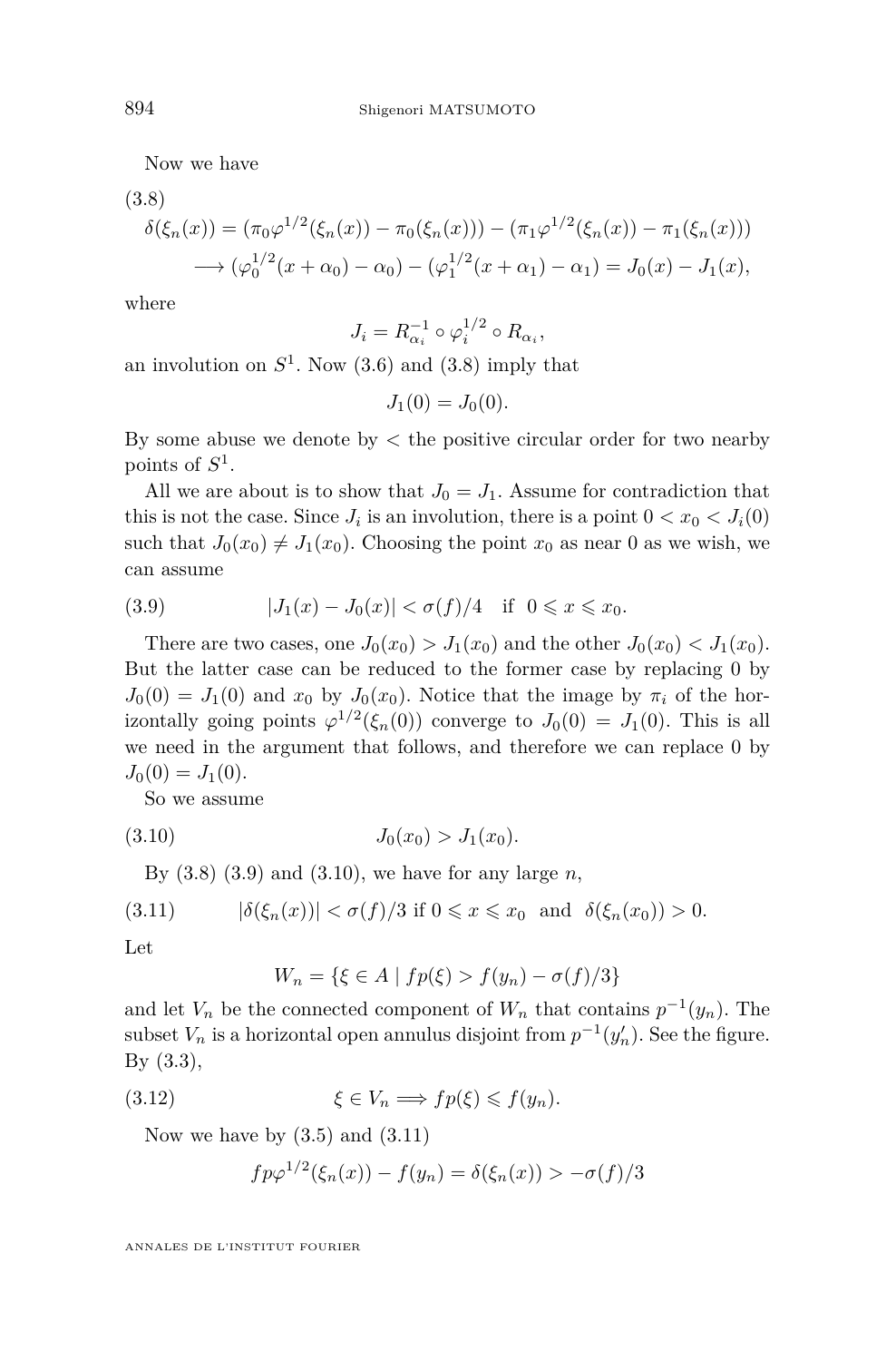Now we have

(3.8)

$$\delta(\xi_n(x)) = (\pi_0\varphi^{1/2}(\xi_n(x)) - \pi_0(\xi_n(x))) - (\pi_1\varphi^{1/2}(\xi_n(x)) - \pi_1(\xi_n(x)))$$
$$\longrightarrow (\varphi_0^{1/2}(x+\alpha_0) - \alpha_0) - (\varphi_1^{1/2}(x+\alpha_1) - \alpha_1) = J_0(x) - J_1(x),$$

where

$$J_i = R_{\alpha_i}^{-1} \circ \varphi_i^{1/2} \circ R_{\alpha_i},$$

an involution on $S^1$. Now (3.6) and (3.8) imply that

$$J_1(0) = J_0(0).$$

By some abuse we denote by $<$ the positive circular order for two nearby points of $S^1$.

All we are about is to show that $J_0 = J_1$. Assume for contradiction that this is not the case. Since $J_i$ is an involution, there is a point $0 < x_0 < J_i(0)$ such that $J_0(x_0) \neq J_1(x_0)$. Choosing the point $x_0$ as near 0 as we wish, we can assume

$$|J_1(x) - J_0(x)| < \sigma(f)/4 \quad \text{if} \quad 0 \leqslant x \leqslant x_0. \tag{3.9}$$

There are two cases, one $J_0(x_0) > J_1(x_0)$ and the other $J_0(x_0) < J_1(x_0)$. But the latter case can be reduced to the former case by replacing 0 by $J_0(0) = J_1(0)$ and $x_0$ by $J_0(x_0)$. Notice that the image by $\pi_i$ of the horizontally going points $\varphi^{1/2}(\xi_n(0))$ converge to $J_0(0) = J_1(0)$. This is all we need in the argument that follows, and therefore we can replace 0 by $J_0(0) = J_1(0)$.

So we assume

$$J_0(x_0) > J_1(x_0). \tag{3.10}$$

By (3.8) (3.9) and (3.10), we have for any large $n$,

$$|\delta(\xi_n(x))| < \sigma(f)/3 \text{ if } 0 \leqslant x \leqslant x_0 \quad \text{and} \quad \delta(\xi_n(x_0)) > 0. \tag{3.11}$$

Let

$$W_n = \{\xi \in A \mid fp(\xi) > f(y_n) - \sigma(f)/3\}$$

and let $V_n$ be the connected component of $W_n$ that contains $p^{-1}(y_n)$. The subset $V_n$ is a horizontal open annulus disjoint from $p^{-1}(y_n')$. See the figure. By (3.3),

$$\xi \in V_n \Longrightarrow fp(\xi) \leqslant f(y_n). \tag{3.12}$$

Now we have by (3.5) and (3.11)

$$fp\varphi^{1/2}(\xi_n(x)) - f(y_n) = \delta(\xi_n(x)) > -\sigma(f)/3$$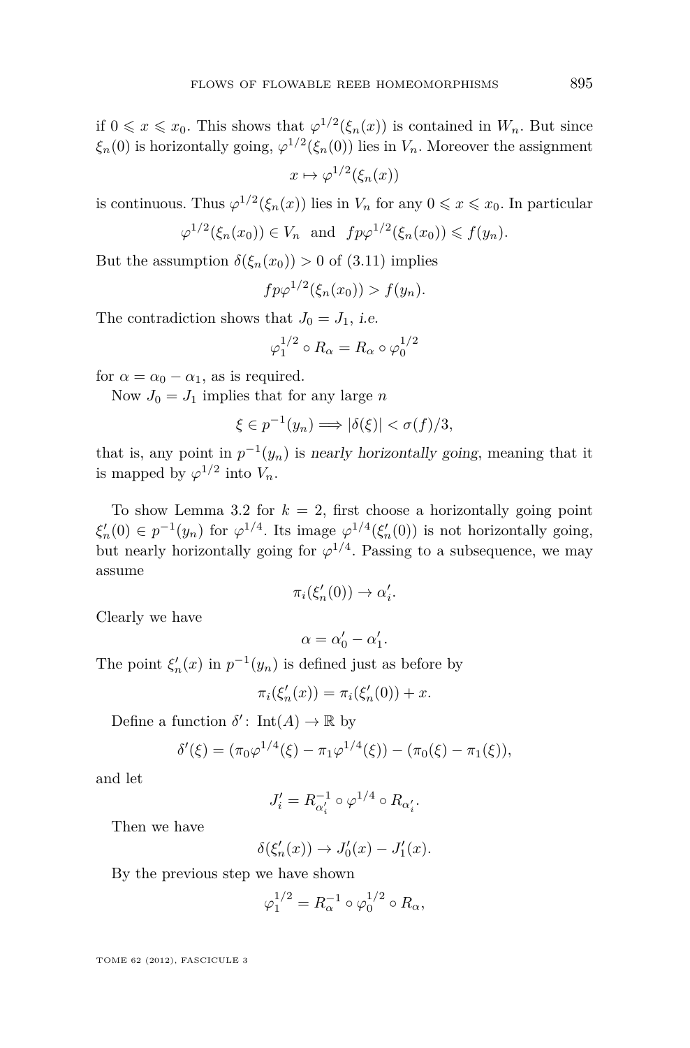if $0 \leqslant x \leqslant x_0$. This shows that $\varphi^{1/2}(\xi_n(x))$ is contained in $W_n$. But since $\xi_n(0)$ is horizontally going, $\varphi^{1/2}(\xi_n(0))$ lies in $V_n$. Moreover the assignment

$$x \mapsto \varphi^{1/2}(\xi_n(x))$$

is continuous. Thus $\varphi^{1/2}(\xi_n(x))$ lies in $V_n$ for any $0 \leqslant x \leqslant x_0$. In particular

$$\varphi^{1/2}(\xi_n(x_0)) \in V_n \quad \text{and} \quad fp\varphi^{1/2}(\xi_n(x_0)) \leqslant f(y_n).$$

But the assumption $\delta(\xi_n(x_0)) > 0$ of (3.11) implies

$$fp\varphi^{1/2}(\xi_n(x_0)) > f(y_n).$$

The contradiction shows that $J_0 = J_1$, *i.e.*

$$\varphi_1^{1/2} \circ R_\alpha = R_\alpha \circ \varphi_0^{1/2}$$

for $\alpha = \alpha_0 - \alpha_1$, as is required.

Now $J_0 = J_1$ implies that for any large $n$

$$\xi \in p^{-1}(y_n) \Longrightarrow |\delta(\xi)| < \sigma(f)/3,$$

that is, any point in $p^{-1}(y_n)$ is *nearly horizontally going*, meaning that it is mapped by $\varphi^{1/2}$ into $V_n$.

To show Lemma 3.2 for $k = 2$, first choose a horizontally going point $\xi'_n(0) \in p^{-1}(y_n)$ for $\varphi^{1/4}$. Its image $\varphi^{1/4}(\xi'_n(0))$ is not horizontally going, but nearly horizontally going for $\varphi^{1/4}$. Passing to a subsequence, we may assume

$$\pi_i(\xi'_n(0)) \to \alpha'_i.$$

Clearly we have

$$\alpha = \alpha'_0 - \alpha'_1.$$

The point $\xi'_n(x)$ in $p^{-1}(y_n)$ is defined just as before by

$$\pi_i(\xi'_n(x)) = \pi_i(\xi'_n(0)) + x.$$

Define a function $\delta' \colon \mathrm{Int}(A) \to \mathbb{R}$ by

$$\delta'(\xi) = (\pi_0\varphi^{1/4}(\xi) - \pi_1\varphi^{1/4}(\xi)) - (\pi_0(\xi) - \pi_1(\xi)),$$

and let

$$J'_i = R_{\alpha'_i}^{-1} \circ \varphi^{1/4} \circ R_{\alpha'_i}.$$

Then we have

$$\delta(\xi'_n(x)) \to J'_0(x) - J'_1(x).$$

By the previous step we have shown

$$\varphi_1^{1/2} = R_\alpha^{-1} \circ \varphi_0^{1/2} \circ R_\alpha,$$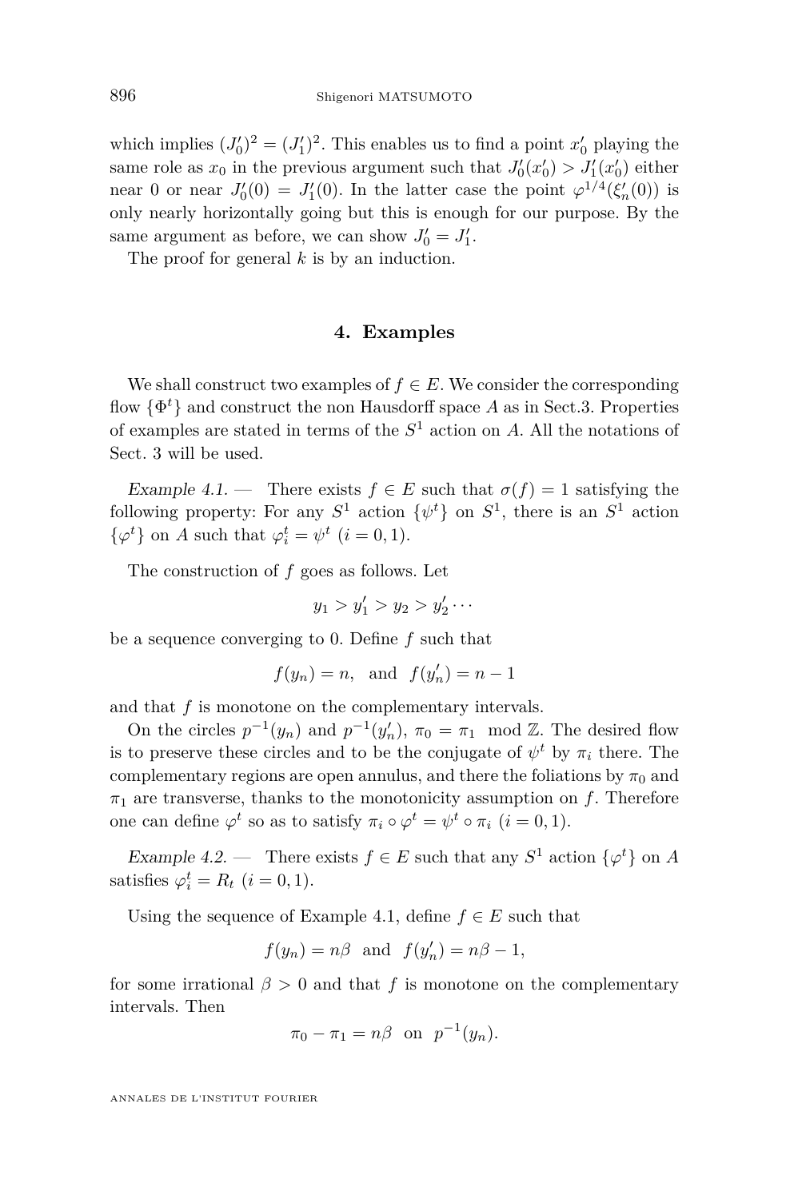which implies $(J_0')^2 = (J_1')^2$. This enables us to find a point $x_0'$ playing the same role as $x_0$ in the previous argument such that $J_0'(x_0') > J_1'(x_0')$ either near 0 or near $J_0'(0) = J_1'(0)$. In the latter case the point $\varphi^{1/4}(\xi_n'(0))$ is only nearly horizontally going but this is enough for our purpose. By the same argument as before, we can show $J_0' = J_1'$.

The proof for general $k$ is by an induction.

## 4. Examples

We shall construct two examples of $f \in E$. We consider the corresponding flow $\{\Phi^t\}$ and construct the non Hausdorff space $A$ as in Sect.3. Properties of examples are stated in terms of the $S^1$ action on $A$. All the notations of Sect. 3 will be used.

*Example 4.1.* — There exists $f \in E$ such that $\sigma(f) = 1$ satisfying the following property: For any $S^1$ action $\{\psi^t\}$ on $S^1$, there is an $S^1$ action $\{\varphi^t\}$ on $A$ such that $\varphi_i^t = \psi^t$ $(i = 0, 1)$.

The construction of $f$ goes as follows. Let

$$y_1 > y_1' > y_2 > y_2' \cdots$$

be a sequence converging to 0. Define $f$ such that

$$f(y_n) = n, \quad \text{and} \quad f(y_n') = n - 1$$

and that $f$ is monotone on the complementary intervals.

On the circles $p^{-1}(y_n)$ and $p^{-1}(y_n')$, $\pi_0 = \pi_1 \mod \mathbb{Z}$. The desired flow is to preserve these circles and to be the conjugate of $\psi^t$ by $\pi_i$ there. The complementary regions are open annulus, and there the foliations by $\pi_0$ and $\pi_1$ are transverse, thanks to the monotonicity assumption on $f$. Therefore one can define $\varphi^t$ so as to satisfy $\pi_i \circ \varphi^t = \psi^t \circ \pi_i$ $(i = 0, 1)$.

*Example 4.2.* — There exists $f \in E$ such that any $S^1$ action $\{\varphi^t\}$ on $A$ satisfies $\varphi_i^t = R_t$ $(i = 0, 1)$.

Using the sequence of Example 4.1, define $f \in E$ such that

$$f(y_n) = n\beta \quad \text{and} \quad f(y_n') = n\beta - 1,$$

for some irrational $\beta > 0$ and that $f$ is monotone on the complementary intervals. Then

$$\pi_0 - \pi_1 = n\beta \quad \text{on} \quad p^{-1}(y_n).$$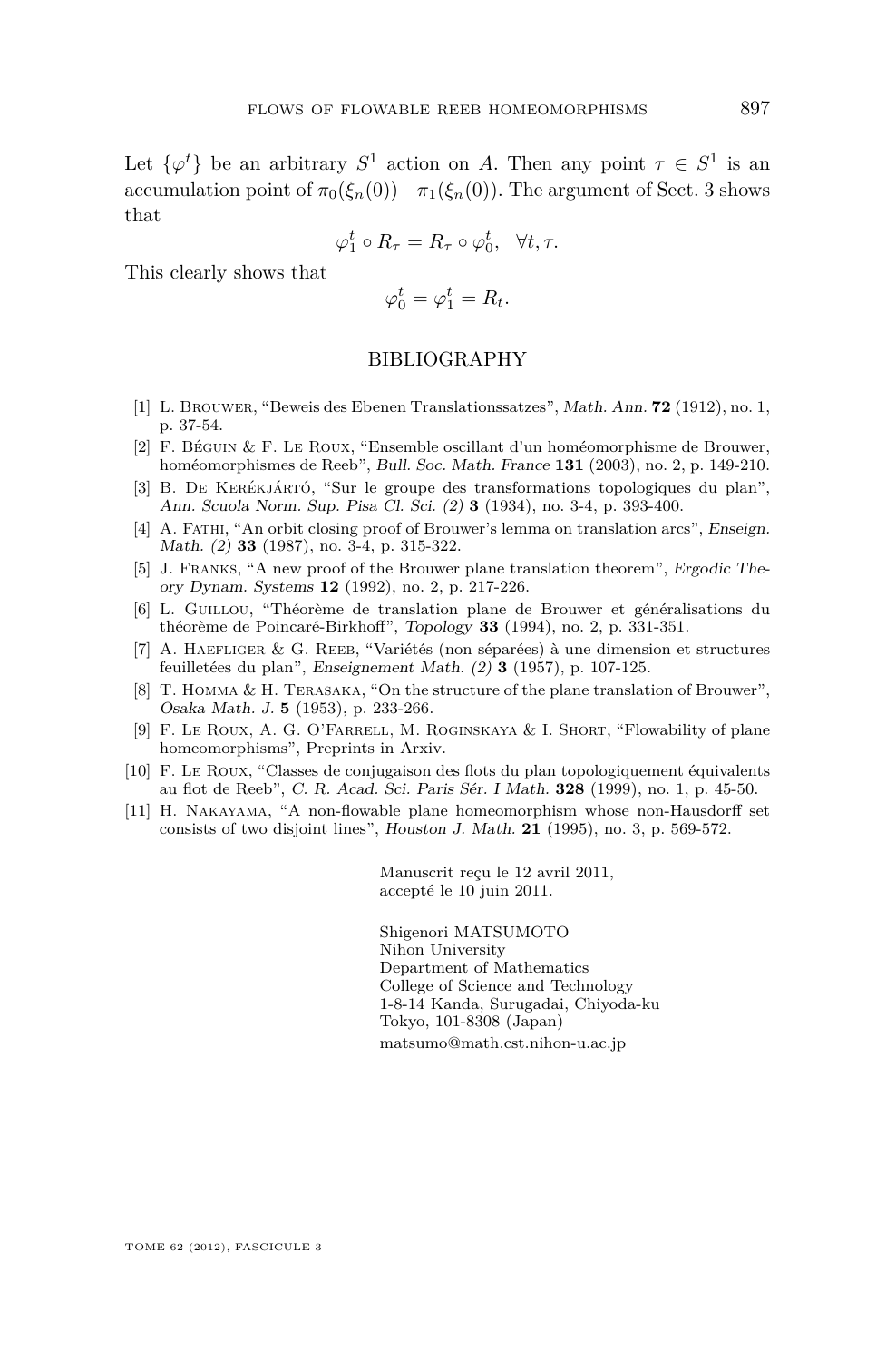Let $\{\varphi^t\}$ be an arbitrary $S^1$ action on $A$. Then any point $\tau \in S^1$ is an accumulation point of $\pi_0(\xi_n(0)) - \pi_1(\xi_n(0))$. The argument of Sect. 3 shows that

$$\varphi_1^t \circ R_\tau = R_\tau \circ \varphi_0^t, \quad \forall t, \tau.$$

This clearly shows that

$$\varphi_0^t = \varphi_1^t = R_t.$$

## BIBLIOGRAPHY

[1] L. Brouwer, "Beweis des Ebenen Translationssatzes", *Math. Ann.* **72** (1912), no. 1, p. 37-54.

[2] F. Béguin & F. Le Roux, "Ensemble oscillant d'un homéomorphisme de Brouwer, homéomorphismes de Reeb", *Bull. Soc. Math. France* **131** (2003), no. 2, p. 149-210.

[3] B. De Kerékjártó, "Sur le groupe des transformations topologiques du plan", *Ann. Scuola Norm. Sup. Pisa Cl. Sci. (2)* **3** (1934), no. 3-4, p. 393-400.

[4] A. Fathi, "An orbit closing proof of Brouwer's lemma on translation arcs", *Enseign. Math. (2)* **33** (1987), no. 3-4, p. 315-322.

[5] J. Franks, "A new proof of the Brouwer plane translation theorem", *Ergodic Theory Dynam. Systems* **12** (1992), no. 2, p. 217-226.

[6] L. Guillou, "Théorème de translation plane de Brouwer et généralisations du théorème de Poincaré-Birkhoff", *Topology* **33** (1994), no. 2, p. 331-351.

[7] A. Haefliger & G. Reeb, "Variétés (non séparées) à une dimension et structures feuilletées du plan", *Enseignement Math. (2)* **3** (1957), p. 107-125.

[8] T. Homma & H. Terasaka, "On the structure of the plane translation of Brouwer", *Osaka Math. J.* **5** (1953), p. 233-266.

[9] F. Le Roux, A. G. O'Farrell, M. Roginskaya & I. Short, "Flowability of plane homeomorphisms", Preprints in Arxiv.

[10] F. Le Roux, "Classes de conjugaison des flots du plan topologiquement équivalents au flot de Reeb", *C. R. Acad. Sci. Paris Sér. I Math.* **328** (1999), no. 1, p. 45-50.

[11] H. Nakayama, "A non-flowable plane homeomorphism whose non-Hausdorff set consists of two disjoint lines", *Houston J. Math.* **21** (1995), no. 3, p. 569-572.

Manuscrit reçu le 12 avril 2011,
accepté le 10 juin 2011.

Shigenori MATSUMOTO
Nihon University
Department of Mathematics
College of Science and Technology
1-8-14 Kanda, Surugadai, Chiyoda-ku
Tokyo, 101-8308 (Japan)
matsumo@math.cst.nihon-u.ac.jp